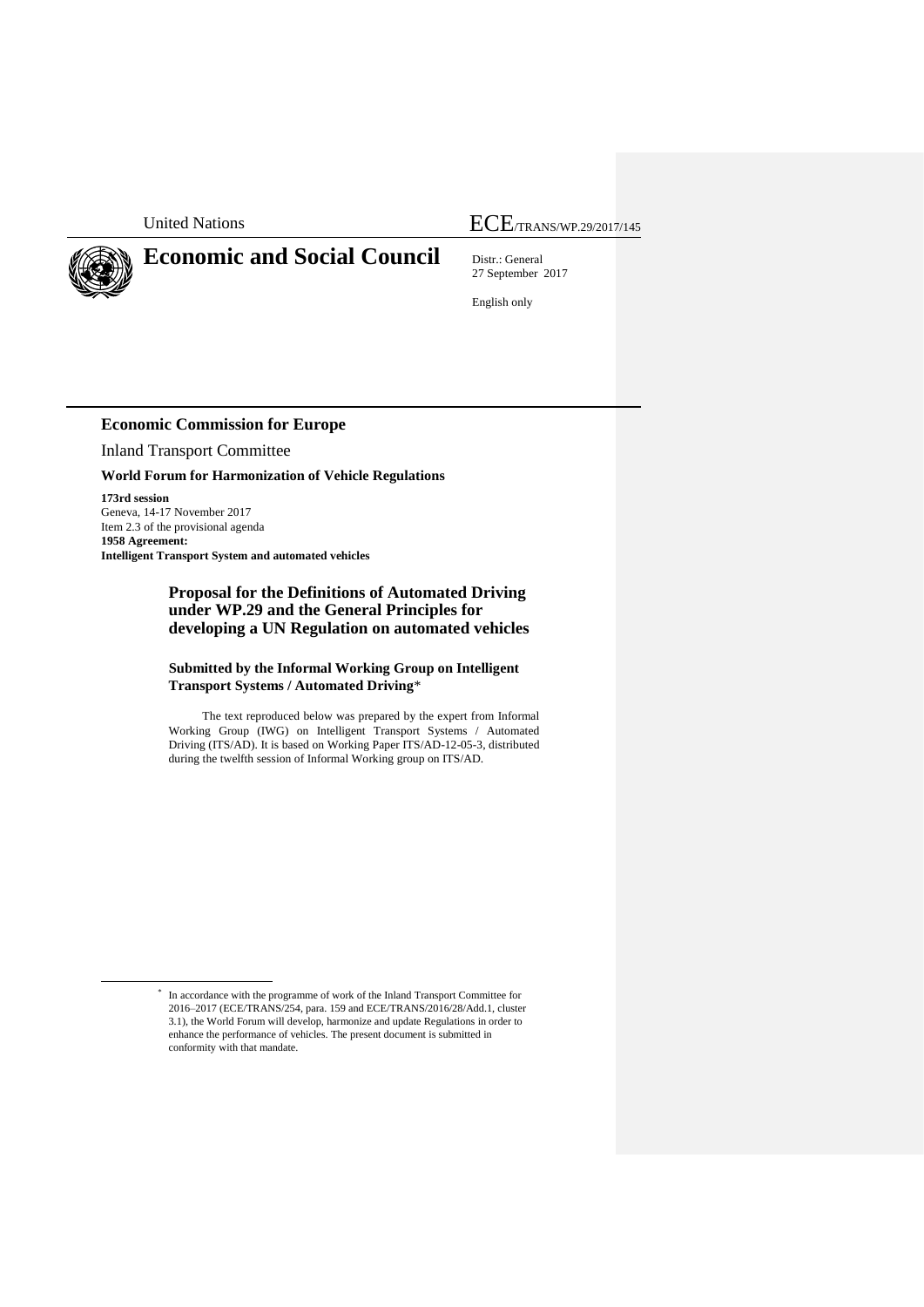United Nations

ECE/TRANS/WP.29/2017/145

# Economic and Social Council

Distr.: General
27 September 2017

English only

## Economic Commission for Europe

Inland Transport Committee

**World Forum for Harmonization of Vehicle Regulations**

**173rd session**
Geneva, 14-17 November 2017
Item 2.3 of the provisional agenda
**1958 Agreement:**
**Intelligent Transport System and automated vehicles**

### Proposal for the Definitions of Automated Driving under WP.29 and the General Principles for developing a UN Regulation on automated vehicles

#### Submitted by the Informal Working Group on Intelligent Transport Systems / Automated Driving*

The text reproduced below was prepared by the expert from Informal Working Group (IWG) on Intelligent Transport Systems / Automated Driving (ITS/AD). It is based on Working Paper ITS/AD-12-05-3, distributed during the twelfth session of Informal Working group on ITS/AD.

* In accordance with the programme of work of the Inland Transport Committee for 2016–2017 (ECE/TRANS/254, para. 159 and ECE/TRANS/2016/28/Add.1, cluster 3.1), the World Forum will develop, harmonize and update Regulations in order to enhance the performance of vehicles. The present document is submitted in conformity with that mandate.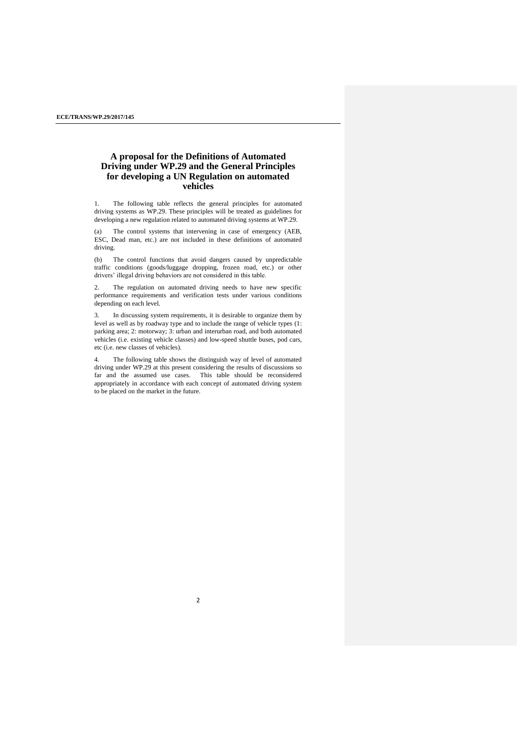# A proposal for the Definitions of Automated Driving under WP.29 and the General Principles for developing a UN Regulation on automated vehicles

1. The following table reflects the general principles for automated driving systems as WP.29. These principles will be treated as guidelines for developing a new regulation related to automated driving systems at WP.29.

(a) The control systems that intervening in case of emergency (AEB, ESC, Dead man, etc.) are not included in these definitions of automated driving.

(b) The control functions that avoid dangers caused by unpredictable traffic conditions (goods/luggage dropping, frozen road, etc.) or other drivers' illegal driving behaviors are not considered in this table.

2. The regulation on automated driving needs to have new specific performance requirements and verification tests under various conditions depending on each level.

3. In discussing system requirements, it is desirable to organize them by level as well as by roadway type and to include the range of vehicle types (1: parking area; 2: motorway; 3: urban and interurban road, and both automated vehicles (i.e. existing vehicle classes) and low-speed shuttle buses, pod cars, etc (i.e. new classes of vehicles).

4. The following table shows the distinguish way of level of automated driving under WP.29 at this present considering the results of discussions so far and the assumed use cases. This table should be reconsidered appropriately in accordance with each concept of automated driving system to be placed on the market in the future.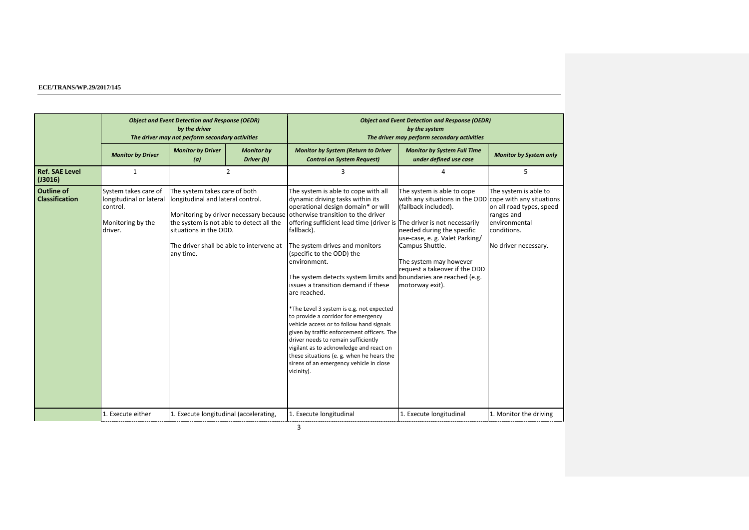| | *Object and Event Detection and Response (OEDR) by the driver The driver may not perform secondary activities* | | | *Object and Event Detection and Response (OEDR) by the system The driver may perform secondary activities* | | |
|---|---|---|---|---|---|---|
| | ***Monitor by Driver*** | ***Monitor by Driver (a)*** | ***Monitor by Driver (b)*** | ***Monitor by System (Return to Driver Control on System Request)*** | ***Monitor by System Full Time under defined use case*** | ***Monitor by System only*** |
| **Ref. SAE Level (J3016)** | 1 | 2 | | 3 | 4 | 5 |
| **Outline of Classification** | System takes care of longitudinal or lateral control.<br><br>Monitoring by the driver. | The system takes care of both longitudinal and lateral control.<br><br>Monitoring by driver necessary because the system is not able to detect all the situations in the ODD.<br><br>The driver shall be able to intervene at any time. | | The system is able to cope with all dynamic driving tasks within its operational design domain* or will otherwise transition to the driver offering sufficient lead time (driver is fallback).<br><br>The system drives and monitors (specific to the ODD) the environment.<br><br>The system detects system limits and issues a transition demand if these are reached.<br><br>*The Level 3 system is e.g. not expected to provide a corridor for emergency vehicle access or to follow hand signals given by traffic enforcement officers. The driver needs to remain sufficiently vigilant as to acknowledge and react on these situations (e. g. when he hears the sirens of an emergency vehicle in close vicinity). | The system is able to cope with any situations in the ODD (fallback included).<br><br>The driver is not necessarily needed during the specific use-case, e. g. Valet Parking/ Campus Shuttle.<br><br>The system may however request a takeover if the ODD boundaries are reached (e.g. motorway exit). | The system is able to cope with any situations on all road types, speed ranges and environmental conditions.<br><br>No driver necessary. |
| | 1. Execute either | 1. Execute longitudinal (accelerating, | | 1. Execute longitudinal | 1. Execute longitudinal | 1. Monitor the driving |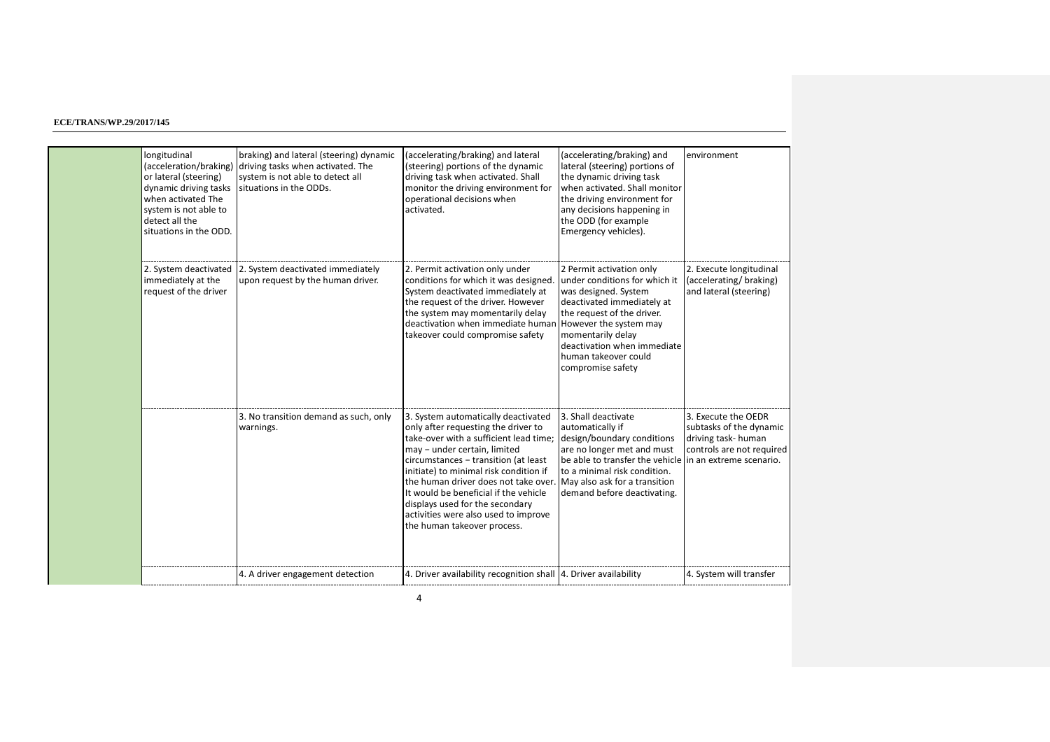| | | | | | |
|---|---|---|---|---|---|
| | longitudinal (acceleration/braking) or lateral (steering) dynamic driving tasks when activated The system is not able to detect all the situations in the ODD. | braking) and lateral (steering) dynamic driving tasks when activated. The system is not able to detect all situations in the ODDs. | (accelerating/braking) and lateral (steering) portions of the dynamic driving task when activated. Shall monitor the driving environment for operational decisions when activated. | (accelerating/braking) and lateral (steering) portions of the dynamic driving task when activated. Shall monitor the driving environment for any decisions happening in the ODD (for example Emergency vehicles). | environment |
| | 2. System deactivated immediately at the request of the driver | 2. System deactivated immediately upon request by the human driver. | 2. Permit activation only under conditions for which it was designed. System deactivated immediately at the request of the driver. However the system may momentarily delay deactivation when immediate human takeover could compromise safety | 2 Permit activation only under conditions for which it was designed. System deactivated immediately at the request of the driver. However the system may momentarily delay deactivation when immediate human takeover could compromise safety | 2. Execute longitudinal (accelerating/ braking) and lateral (steering) |
| | | 3. No transition demand as such, only warnings. | 3. System automatically deactivated only after requesting the driver to take-over with a sufficient lead time; may – under certain, limited circumstances – transition (at least initiate) to minimal risk condition if the human driver does not take over. It would be beneficial if the vehicle displays used for the secondary activities were also used to improve the human takeover process. | 3. Shall deactivate automatically if design/boundary conditions are no longer met and must be able to transfer the vehicle to a minimal risk condition. May also ask for a transition demand before deactivating. | 3. Execute the OEDR subtasks of the dynamic driving task- human controls are not required in an extreme scenario. |
| | | 4. A driver engagement detection | 4. Driver availability recognition shall | 4. Driver availability | 4. System will transfer |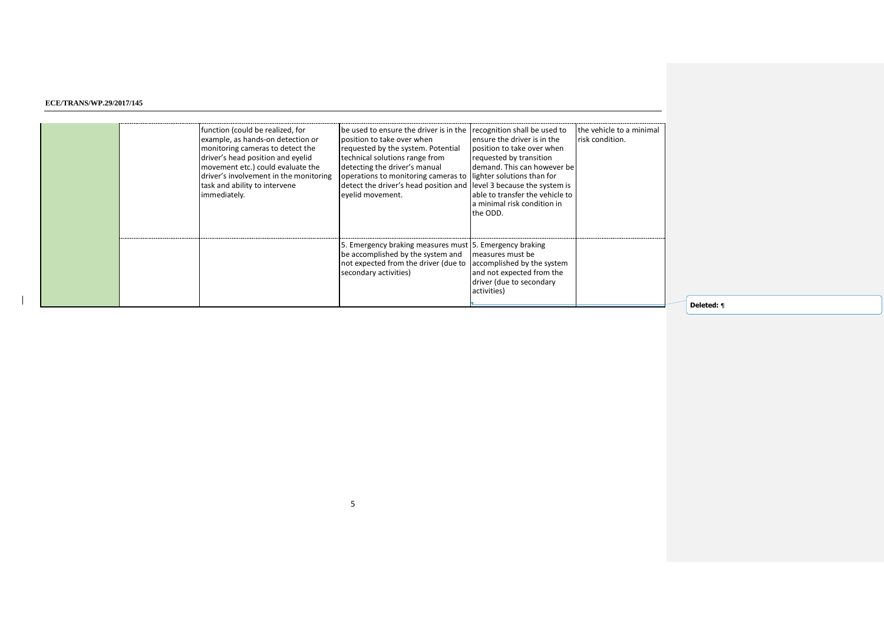| | | | | | |
|---|---|---|---|---|---|
| | | function (could be realized, for example, as hands-on detection or monitoring cameras to detect the driver's head position and eyelid movement etc.) could evaluate the driver's involvement in the monitoring task and ability to intervene immediately. | be used to ensure the driver is in the position to take over when requested by the system. Potential technical solutions range from detecting the driver's manual operations to monitoring cameras to detect the driver's head position and eyelid movement. | recognition shall be used to ensure the driver is in the position to take over when requested by transition demand. This can however be lighter solutions than for level 3 because the system is able to transfer the vehicle to a minimal risk condition in the ODD. | the vehicle to a minimal risk condition. |
| | | | 5. Emergency braking measures must be accomplished by the system and not expected from the driver (due to secondary activities) | 5. Emergency braking measures must be accomplished by the system and not expected from the driver (due to secondary activities) | |

Deleted: ¶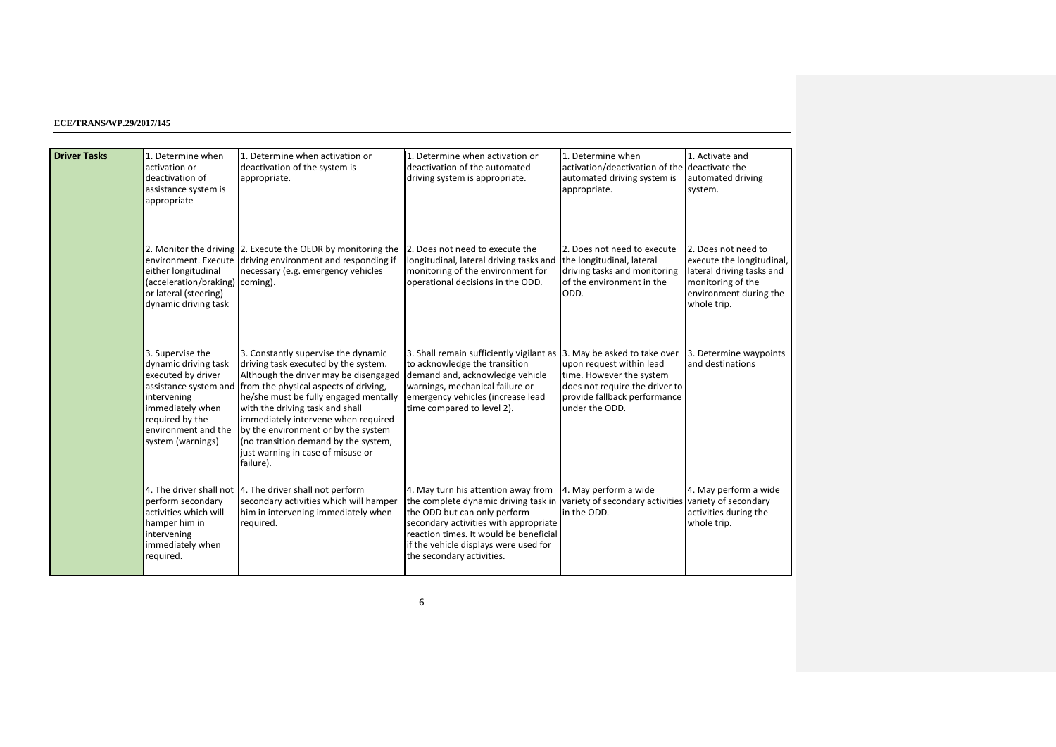| Driver Tasks | 1. Determine when activation or deactivation of assistance system is appropriate | 1. Determine when activation or deactivation of the system is appropriate. | 1. Determine when activation or deactivation of the automated driving system is appropriate. | 1. Determine when activation/deactivation of the automated driving system is appropriate. | 1. Activate and deactivate the automated driving system. |
|---|---|---|---|---|---|
| | 2. Monitor the driving environment. Execute either longitudinal (acceleration/braking) or lateral (steering) dynamic driving task | 2. Execute the OEDR by monitoring the driving environment and responding if necessary (e.g. emergency vehicles coming). | 2. Does not need to execute the longitudinal, lateral driving tasks and monitoring of the environment for operational decisions in the ODD. | 2. Does not need to execute the longitudinal, lateral driving tasks and monitoring of the environment in the ODD. | 2. Does not need to execute the longitudinal, lateral driving tasks and monitoring of the environment during the whole trip. |
| | 3. Supervise the dynamic driving task executed by driver assistance system and intervening immediately when required by the environment and the system (warnings) | 3. Constantly supervise the dynamic driving task executed by the system. Although the driver may be disengaged from the physical aspects of driving, he/she must be fully engaged mentally with the driving task and shall immediately intervene when required by the environment or by the system (no transition demand by the system, just warning in case of misuse or failure). | 3. Shall remain sufficiently vigilant as to acknowledge the transition demand and, acknowledge vehicle warnings, mechanical failure or emergency vehicles (increase lead time compared to level 2). | 3. May be asked to take over upon request within lead time. However the system does not require the driver to provide fallback performance under the ODD. | 3. Determine waypoints and destinations |
| | 4. The driver shall not perform secondary activities which will hamper him in intervening immediately when required. | 4. The driver shall not perform secondary activities which will hamper him in intervening immediately when required. | 4. May turn his attention away from the complete dynamic driving task in the ODD but can only perform secondary activities with appropriate reaction times. It would be beneficial if the vehicle displays were used for the secondary activities. | 4. May perform a wide variety of secondary activities in the ODD. | 4. May perform a wide variety of secondary activities during the whole trip. |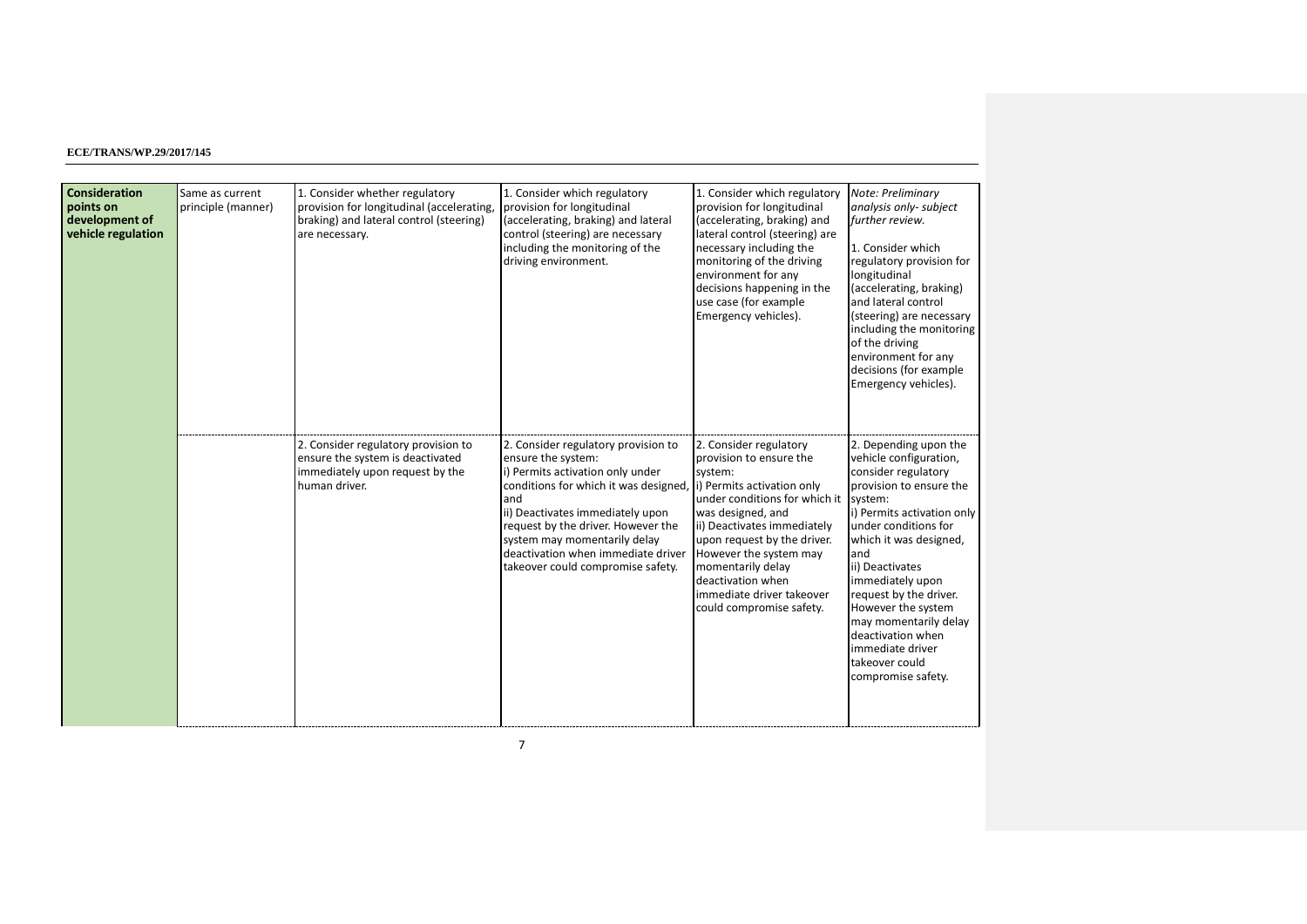| | | | | | |
|---|---|---|---|---|---|
| **Consideration points on development of vehicle regulation** | Same as current principle (manner) | 1. Consider whether regulatory provision for longitudinal (accelerating, braking) and lateral control (steering) are necessary. | 1. Consider which regulatory provision for longitudinal (accelerating, braking) and lateral control (steering) are necessary including the monitoring of the driving environment. | 1. Consider which regulatory provision for longitudinal (accelerating, braking) and lateral control (steering) are necessary including the monitoring of the driving environment for any decisions happening in the use case (for example Emergency vehicles). | *Note: Preliminary analysis only- subject further review.*<br><br>1. Consider which regulatory provision for longitudinal (accelerating, braking) and lateral control (steering) are necessary including the monitoring of the driving environment for any decisions (for example Emergency vehicles). |
| | | 2. Consider regulatory provision to ensure the system is deactivated immediately upon request by the human driver. | 2. Consider regulatory provision to ensure the system:<br>i) Permits activation only under conditions for which it was designed, and<br>ii) Deactivates immediately upon request by the driver. However the system may momentarily delay deactivation when immediate driver takeover could compromise safety. | 2. Consider regulatory provision to ensure the system:<br>i) Permits activation only under conditions for which it was designed, and<br>ii) Deactivates immediately upon request by the driver. However the system may momentarily delay deactivation when immediate driver takeover could compromise safety. | 2. Depending upon the vehicle configuration, consider regulatory provision to ensure the system:<br>i) Permits activation only under conditions for which it was designed, and<br>ii) Deactivates immediately upon request by the driver. However the system may momentarily delay deactivation when immediate driver takeover could compromise safety. |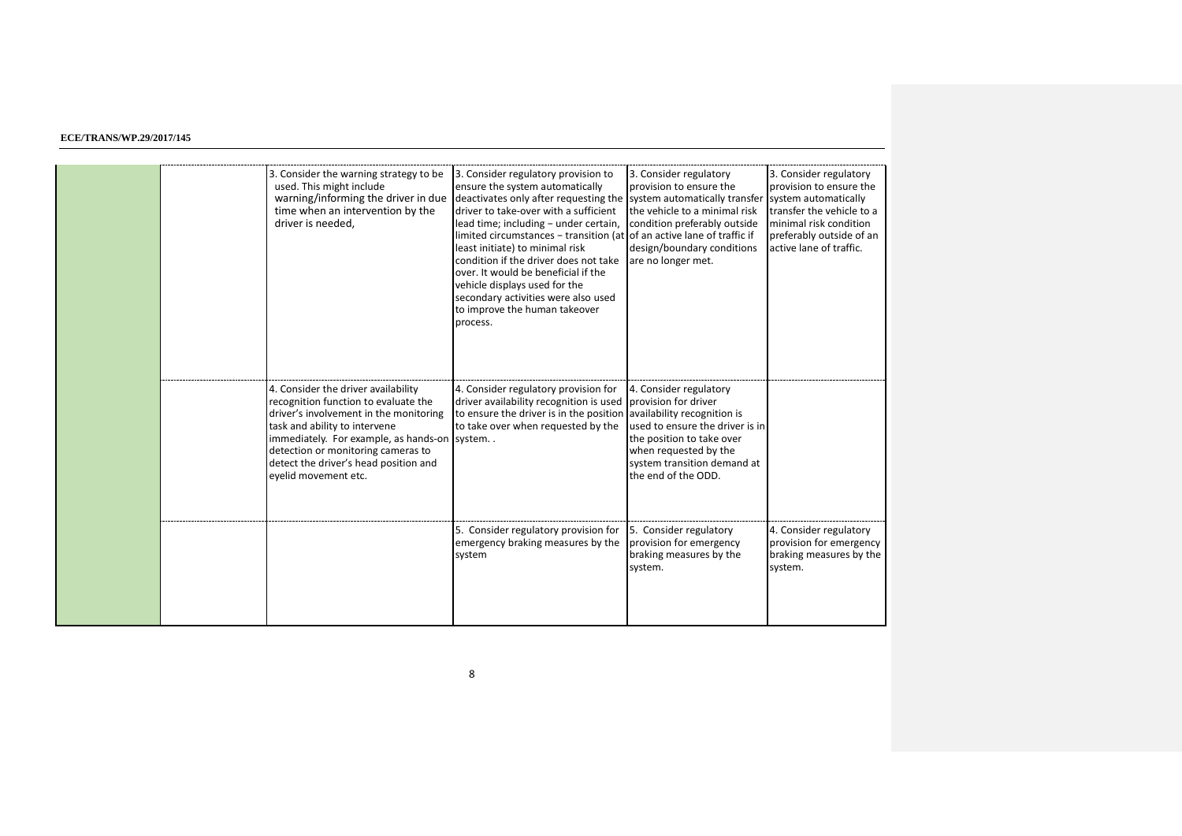| | | | | | |
|---|---|---|---|---|---|
| | | 3. Consider the warning strategy to be used. This might include warning/informing the driver in due time when an intervention by the driver is needed, | 3. Consider regulatory provision to ensure the system automatically deactivates only after requesting the driver to take-over with a sufficient lead time; including – under certain, limited circumstances – transition (at least initiate) to minimal risk condition if the driver does not take over. It would be beneficial if the vehicle displays used for the secondary activities were also used to improve the human takeover process. | 3. Consider regulatory provision to ensure the system automatically transfer the vehicle to a minimal risk condition preferably outside of an active lane of traffic if design/boundary conditions are no longer met. | 3. Consider regulatory provision to ensure the system automatically transfer the vehicle to a minimal risk condition preferably outside of an active lane of traffic. |
| | | 4. Consider the driver availability recognition function to evaluate the driver's involvement in the monitoring task and ability to intervene immediately. For example, as hands-on detection or monitoring cameras to detect the driver's head position and eyelid movement etc. | 4. Consider regulatory provision for driver availability recognition is used to ensure the driver is in the position to take over when requested by the system. . | 4. Consider regulatory provision for driver availability recognition is used to ensure the driver is in the position to take over when requested by the system transition demand at the end of the ODD. | |
| | | | 5. Consider regulatory provision for emergency braking measures by the system | 5. Consider regulatory provision for emergency braking measures by the system. | 4. Consider regulatory provision for emergency braking measures by the system. |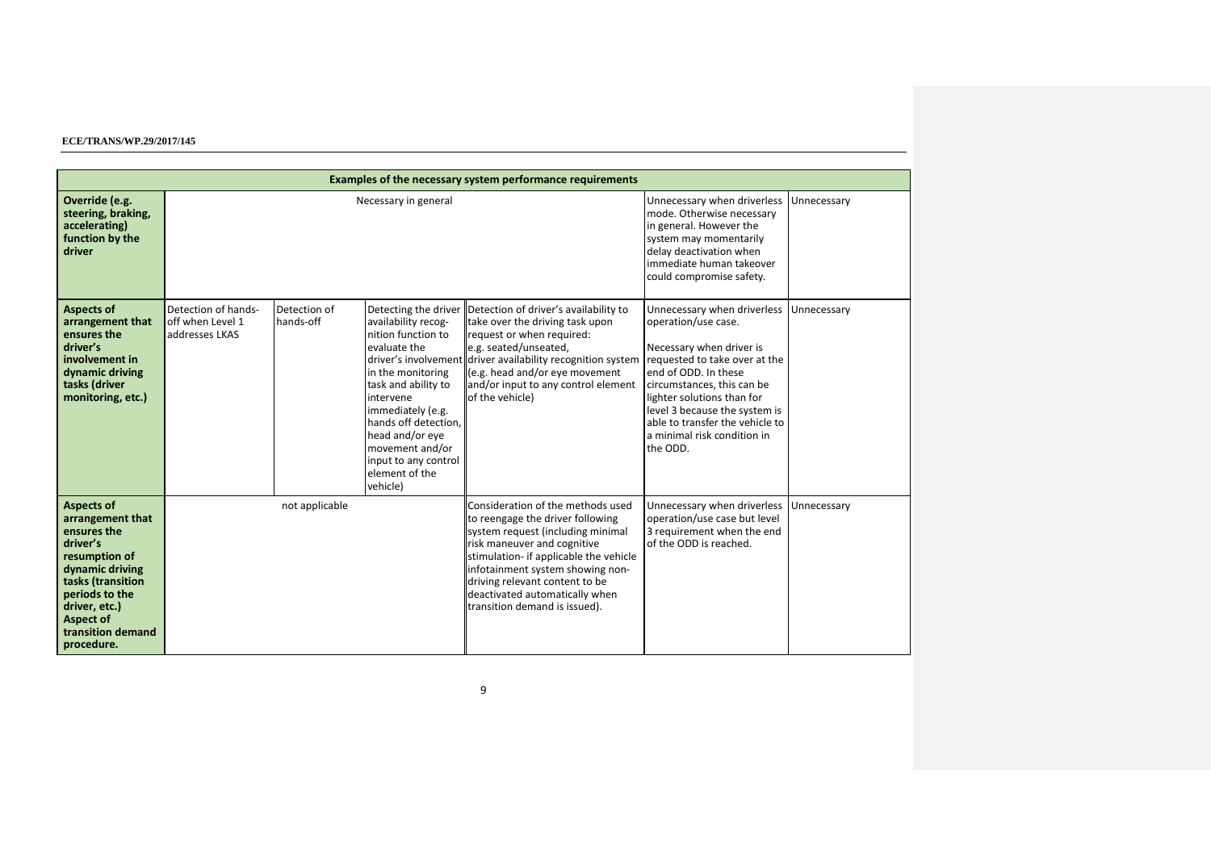| Examples of the necessary system performance requirements | | | | | | |
|---|---|---|---|---|---|---|
| **Override (e.g. steering, braking, accelerating) function by the driver** | Necessary in general | | | | Unnecessary when driverless mode. Otherwise necessary in general. However the system may momentarily delay deactivation when immediate human takeover could compromise safety. | Unnecessary |
| **Aspects of arrangement that ensures the driver's involvement in dynamic driving tasks (driver monitoring, etc.)** | Detection of hands-off when Level 1 addresses LKAS | Detection of hands-off | Detecting the driver availability recog-nition function to evaluate the driver's involvement in the monitoring task and ability to intervene immediately (e.g. hands off detection, head and/or eye movement and/or input to any control element of the vehicle) | Detection of driver's availability to take over the driving task upon request or when required: e.g. seated/unseated, driver availability recognition system (e.g. head and/or eye movement and/or input to any control element of the vehicle) | Unnecessary when driverless operation/use case.<br><br>Necessary when driver is requested to take over at the end of ODD. In these circumstances, this can be lighter solutions than for level 3 because the system is able to transfer the vehicle to a minimal risk condition in the ODD. | Unnecessary |
| **Aspects of arrangement that ensures the driver's resumption of dynamic driving tasks (transition periods to the driver, etc.) Aspect of transition demand procedure.** | not applicable | | | Consideration of the methods used to reengage the driver following system request (including minimal risk maneuver and cognitive stimulation- if applicable the vehicle infotainment system showing non-driving relevant content to be deactivated automatically when transition demand is issued). | Unnecessary when driverless operation/use case but level 3 requirement when the end of the ODD is reached. | Unnecessary |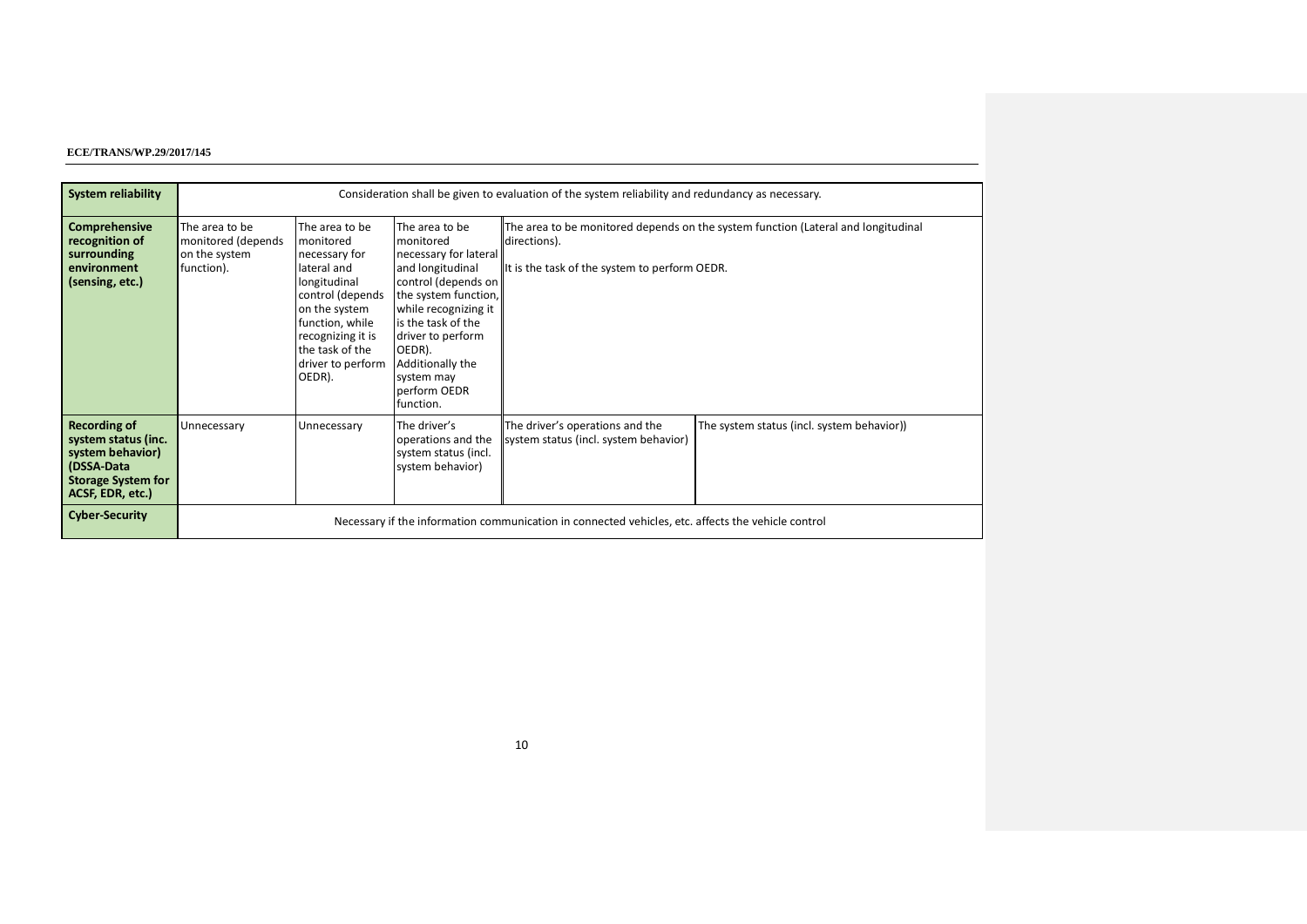| System reliability | Consideration shall be given to evaluation of the system reliability and redundancy as necessary. | | | | |
|---|---|---|---|---|---|
| **Comprehensive recognition of surrounding environment (sensing, etc.)** | The area to be monitored (depends on the system function). | The area to be monitored necessary for lateral and longitudinal control (depends on the system function, while recognizing it is the task of the driver to perform OEDR). | The area to be monitored necessary for lateral and longitudinal control (depends on the system function, while recognizing it is the task of the driver to perform OEDR). Additionally the system may perform OEDR function. | The area to be monitored depends on the system function (Lateral and longitudinal directions).<br><br>It is the task of the system to perform OEDR. | |
| **Recording of system status (inc. system behavior) (DSSA-Data Storage System for ACSF, EDR, etc.)** | Unnecessary | Unnecessary | The driver's operations and the system status (incl. system behavior) | The driver's operations and the system status (incl. system behavior) | The system status (incl. system behavior)) |
| **Cyber-Security** | Necessary if the information communication in connected vehicles, etc. affects the vehicle control | | | | |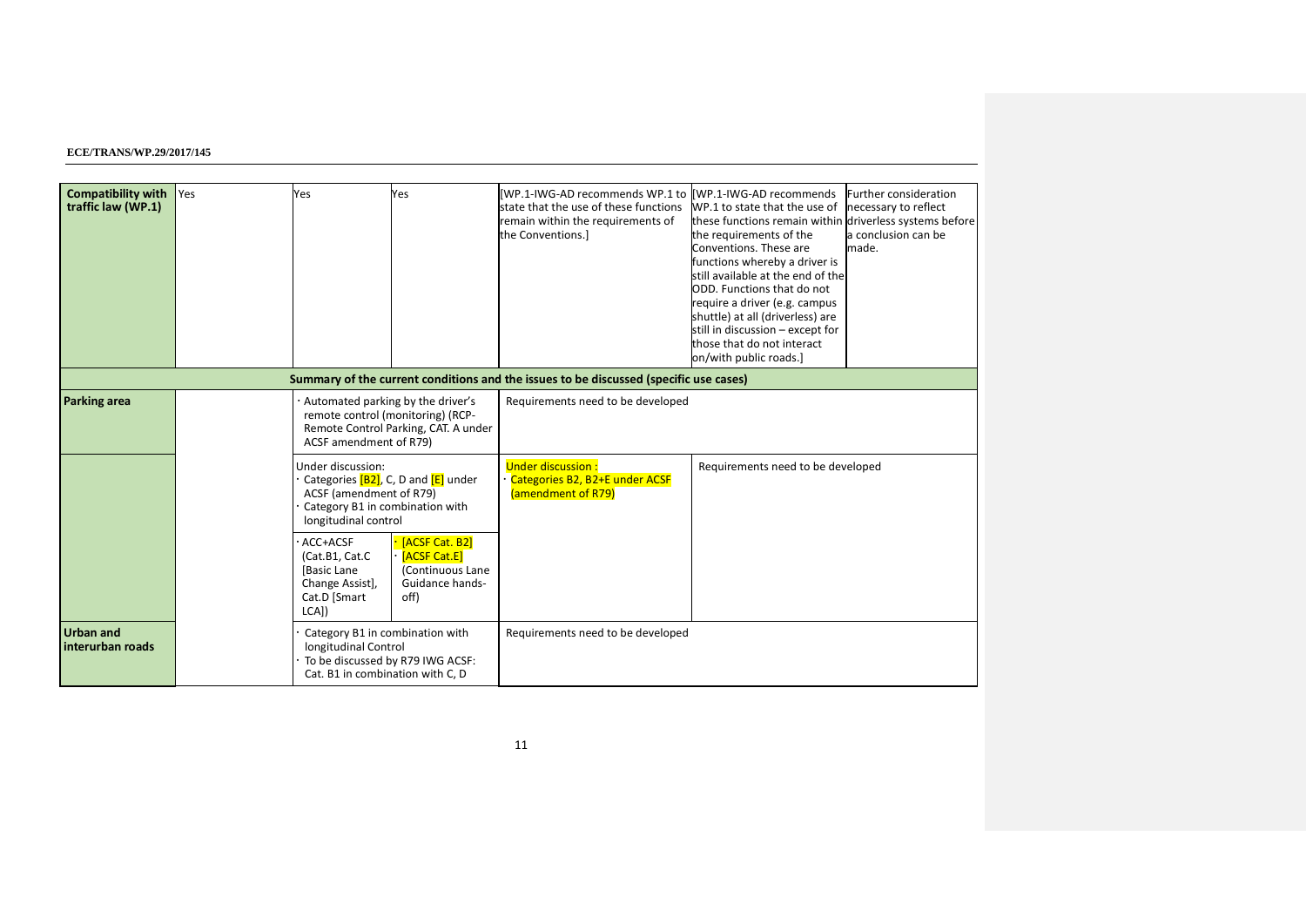| | | | | | | |
|---|---|---|---|---|---|---|
| **Compatibility with traffic law (WP.1)** | Yes | Yes | Yes | [WP.1-IWG-AD recommends WP.1 to state that the use of these functions remain within the requirements of the Conventions.] | [WP.1-IWG-AD recommends WP.1 to state that the use of these functions remain within the requirements of the Conventions. These are functions whereby a driver is still available at the end of the ODD. Functions that do not require a driver (e.g. campus shuttle) at all (driverless) are still in discussion – except for those that do not interact on/with public roads.] | Further consideration necessary to reflect driverless systems before a conclusion can be made. |
| **Summary of the current conditions and the issues to be discussed (specific use cases)** | | | | | | |
| **Parking area** | | · Automated parking by the driver's remote control (monitoring) (RCP-Remote Control Parking, CAT. A under ACSF amendment of R79) | | Requirements need to be developed | | |
| | | Under discussion:<br>· Categories [B2], C, D and [E] under ACSF (amendment of R79)<br>· Category B1 in combination with longitudinal control | | Under discussion :<br>· Categories B2, B2+E under ACSF (amendment of R79) | Requirements need to be developed | |
| | | · ACC+ACSF (Cat.B1, Cat.C [Basic Lane Change Assist], Cat.D [Smart LCA]) | · [ACSF Cat. B2]<br>· [ACSF Cat.E] (Continuous Lane Guidance hands-off) | | | |
| **Urban and interurban roads** | | · Category B1 in combination with longitudinal Control<br>· To be discussed by R79 IWG ACSF: Cat. B1 in combination with C, D | | Requirements need to be developed | | |